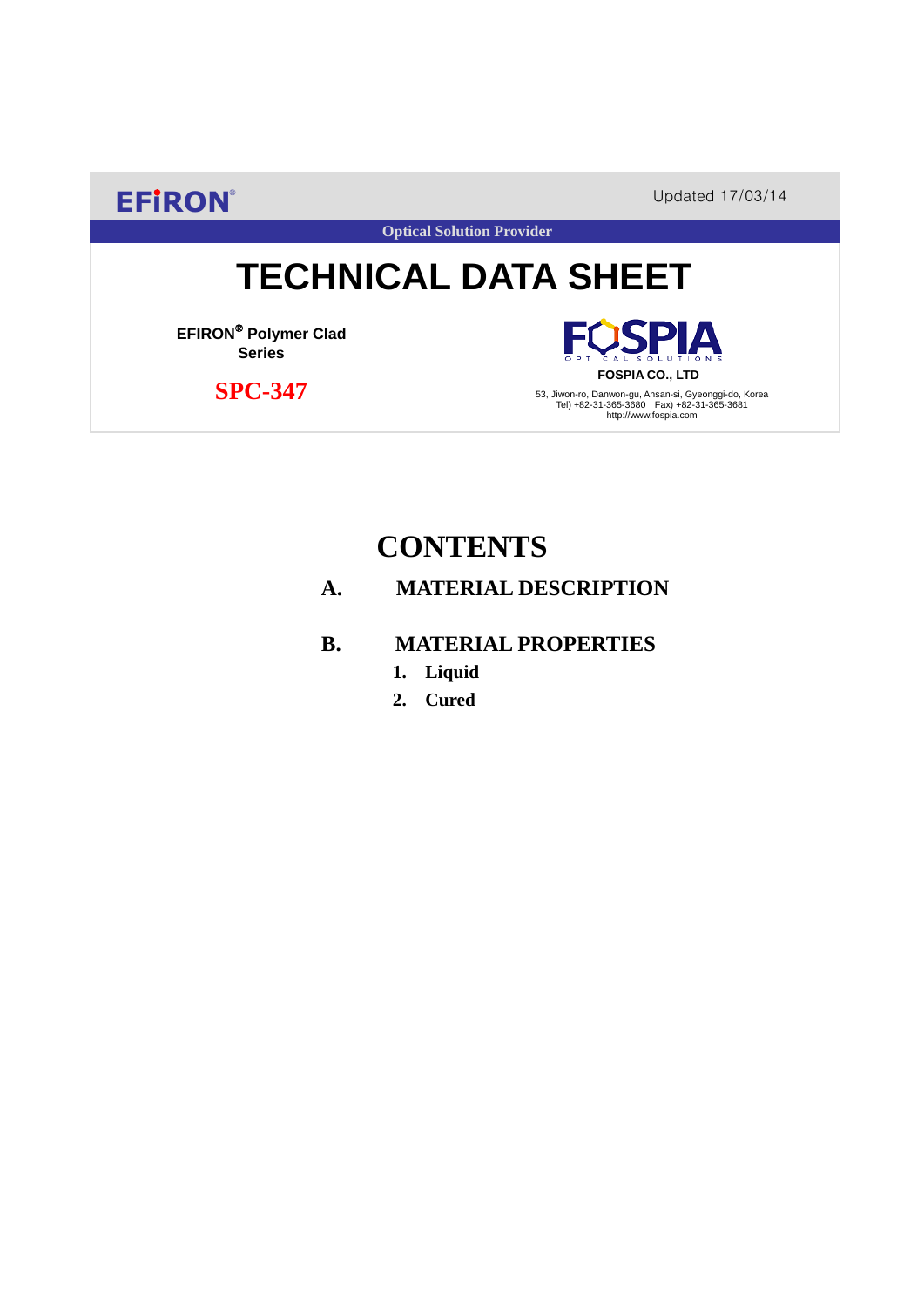EFiRON®

Updated 17/03/14

**Optical Solution Provider**

# TECHNICAL DATA SHEET

**EFIRON® Polymer Clad Series**

**SPC-347**

FOSPIA OPTICAL SOLUTIONS

**FOSPIA CO., LTD**

53, Jiwon-ro, Danwon-gu, Ansan-si, Gyeonggi-do, Korea
Tel) +82-31-365-3680 Fax) +82-31-365-3681
http://www.fospia.com

## CONTENTS

**A. MATERIAL DESCRIPTION**

**B. MATERIAL PROPERTIES**

1. **Liquid**
2. **Cured**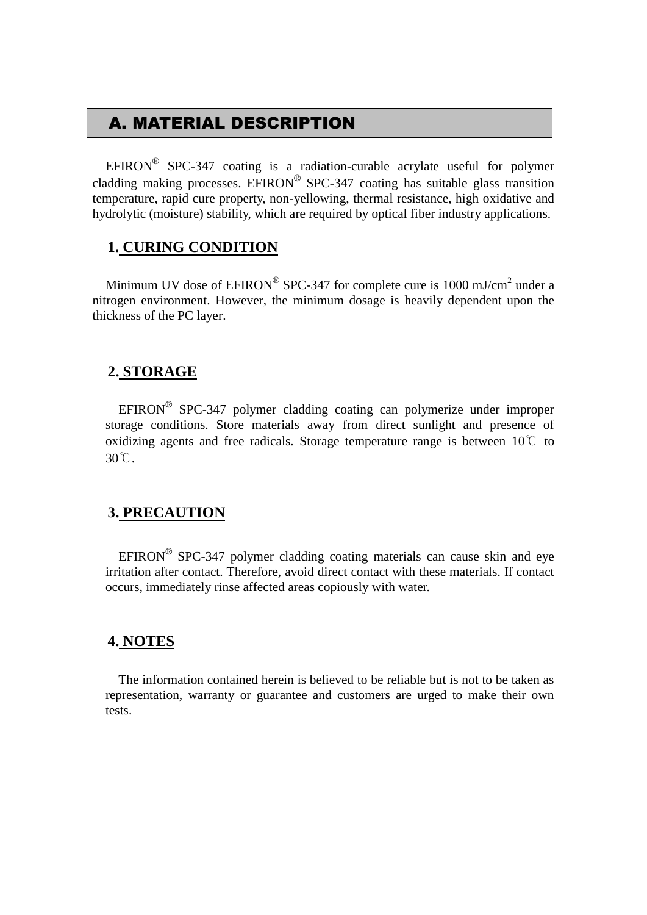## A. MATERIAL DESCRIPTION

EFIRON® SPC-347 coating is a radiation-curable acrylate useful for polymer cladding making processes. EFIRON® SPC-347 coating has suitable glass transition temperature, rapid cure property, non-yellowing, thermal resistance, high oxidative and hydrolytic (moisture) stability, which are required by optical fiber industry applications.

### 1. CURING CONDITION

Minimum UV dose of EFIRON® SPC-347 for complete cure is 1000 $mJ/cm^2$ under a nitrogen environment. However, the minimum dosage is heavily dependent upon the thickness of the PC layer.

### 2. STORAGE

EFIRON® SPC-347 polymer cladding coating can polymerize under improper storage conditions. Store materials away from direct sunlight and presence of oxidizing agents and free radicals. Storage temperature range is between 10℃ to 30℃.

### 3. PRECAUTION

EFIRON® SPC-347 polymer cladding coating materials can cause skin and eye irritation after contact. Therefore, avoid direct contact with these materials. If contact occurs, immediately rinse affected areas copiously with water.

### 4. NOTES

The information contained herein is believed to be reliable but is not to be taken as representation, warranty or guarantee and customers are urged to make their own tests.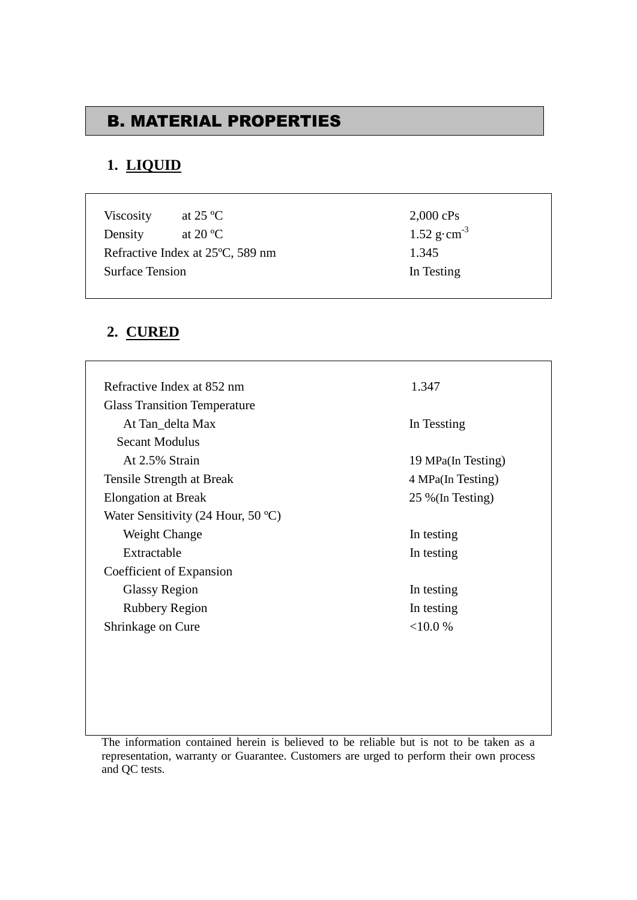# B. MATERIAL PROPERTIES

## 1. LIQUID

| | |
|---|---|
| Viscosity at 25 ºC | 2,000 cPs |
| Density at 20 ºC | 1.52 g·cm$^{-3}$ |
| Refractive Index at 25ºC, 589 nm | 1.345 |
| Surface Tension | In Testing |

## 2. CURED

| | |
|---|---|
| Refractive Index at 852 nm | 1.347 |
| Glass Transition Temperature | |
| At Tan_delta Max | In Tessting |
| Secant Modulus | |
| At 2.5% Strain | 19 MPa(In Testing) |
| Tensile Strength at Break | 4 MPa(In Testing) |
| Elongation at Break | 25 %(In Testing) |
| Water Sensitivity (24 Hour, 50 ºC) | |
| Weight Change | In testing |
| Extractable | In testing |
| Coefficient of Expansion | |
| Glassy Region | In testing |
| Rubbery Region | In testing |
| Shrinkage on Cure | <10.0 % |

The information contained herein is believed to be reliable but is not to be taken as a representation, warranty or Guarantee. Customers are urged to perform their own process and QC tests.